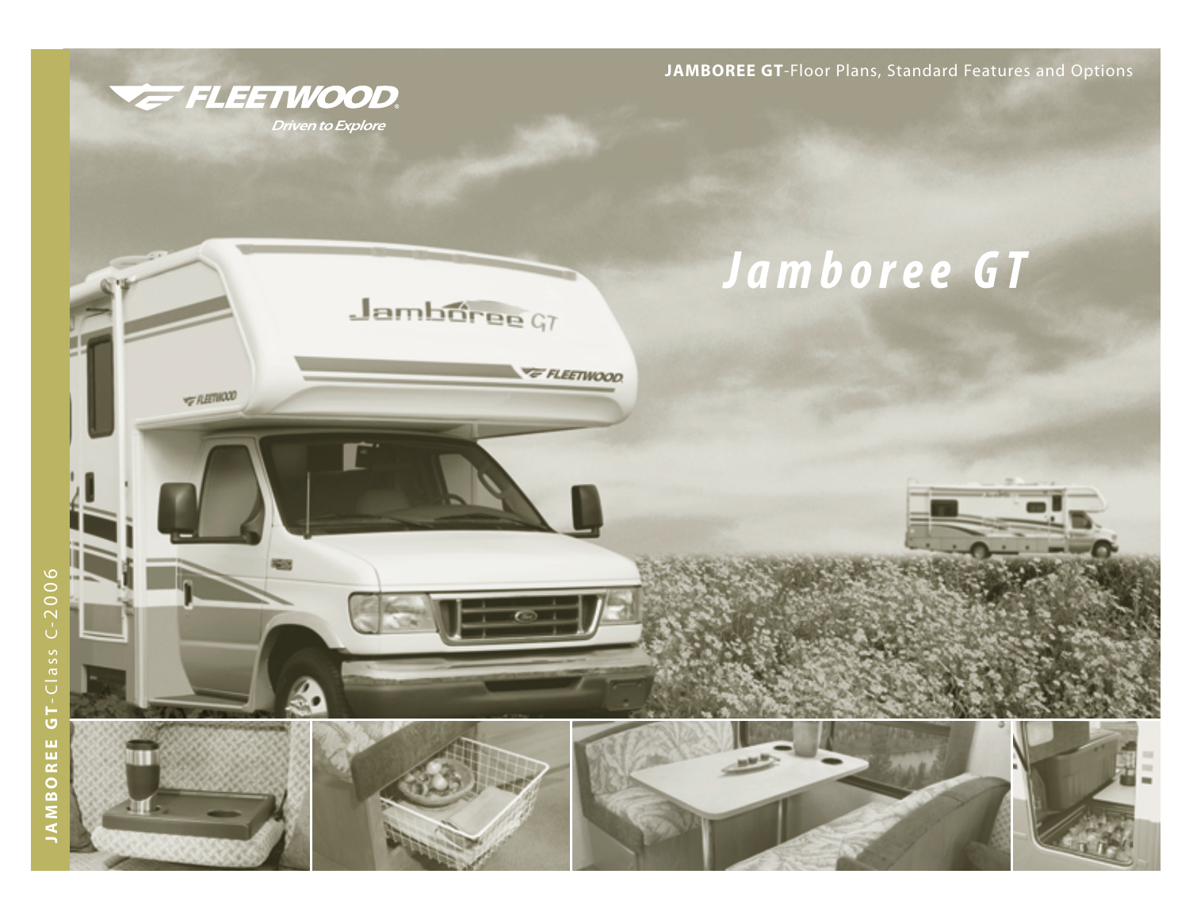**JAMBOREE GT**-Floor Plans, Standard Features and Options

FLEETWOOD®

*Driven to Explore*

# *Jamboree GT*

**JAMBOREE GT**-Class C-2006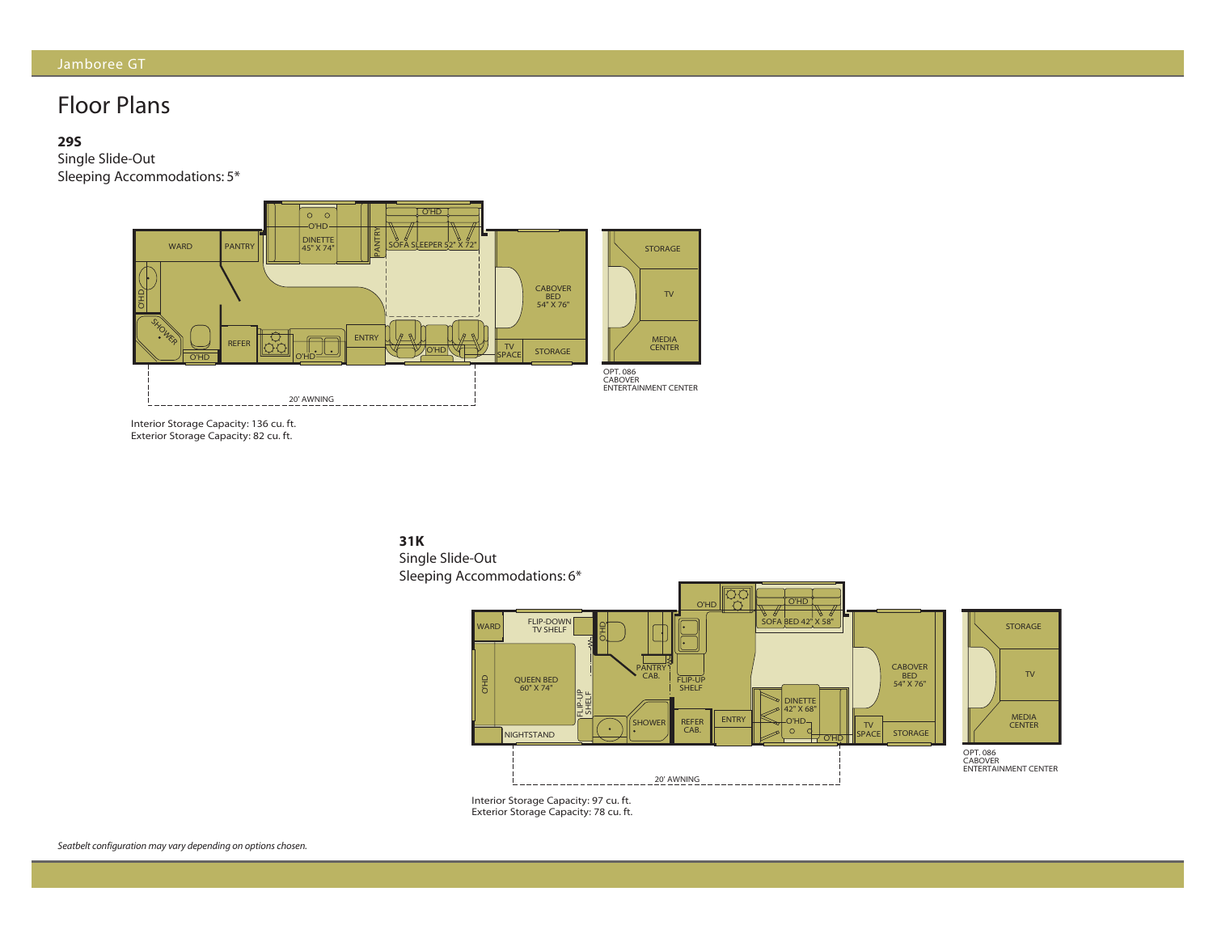# Floor Plans

**29S**
Single Slide-Out
Sleeping Accommodations: 5*

WARD
PANTRY
DINETTE 45" X 74"
O'HD
PANTRY
O'HD
SOFA SLEEPER 52" X 72"
CABOVER BED 54" X 76"
O'HD
SHOWER
O'HD
REFER
O'HD
ENTRY
O'HD
TV SPACE
STORAGE
20' AWNING

STORAGE
TV
MEDIA CENTER
OPT. 086 CABOVER ENTERTAINMENT CENTER

Interior Storage Capacity: 136 cu. ft.
Exterior Storage Capacity: 82 cu. ft.

**31K**
Single Slide-Out
Sleeping Accommodations: 6*

WARD
FLIP-DOWN TV SHELF
O'HD
O'HD
O'HD
SOFA BED 42" X 58"
CABOVER BED 54" X 76"
O'HD
QUEEN BED 60" X 74"
PANTRY CAB.
FLIP-UP SHELF
FLIP-UP SHELF
DINETTE 42" X 68"
O'HD
NIGHTSTAND
SHOWER
REFER CAB.
ENTRY
O'HD
TV SPACE
STORAGE
20' AWNING

STORAGE
TV
MEDIA CENTER
OPT. 086 CABOVER ENTERTAINMENT CENTER

Interior Storage Capacity: 97 cu. ft.
Exterior Storage Capacity: 78 cu. ft.

*Seatbelt configuration may vary depending on options chosen.*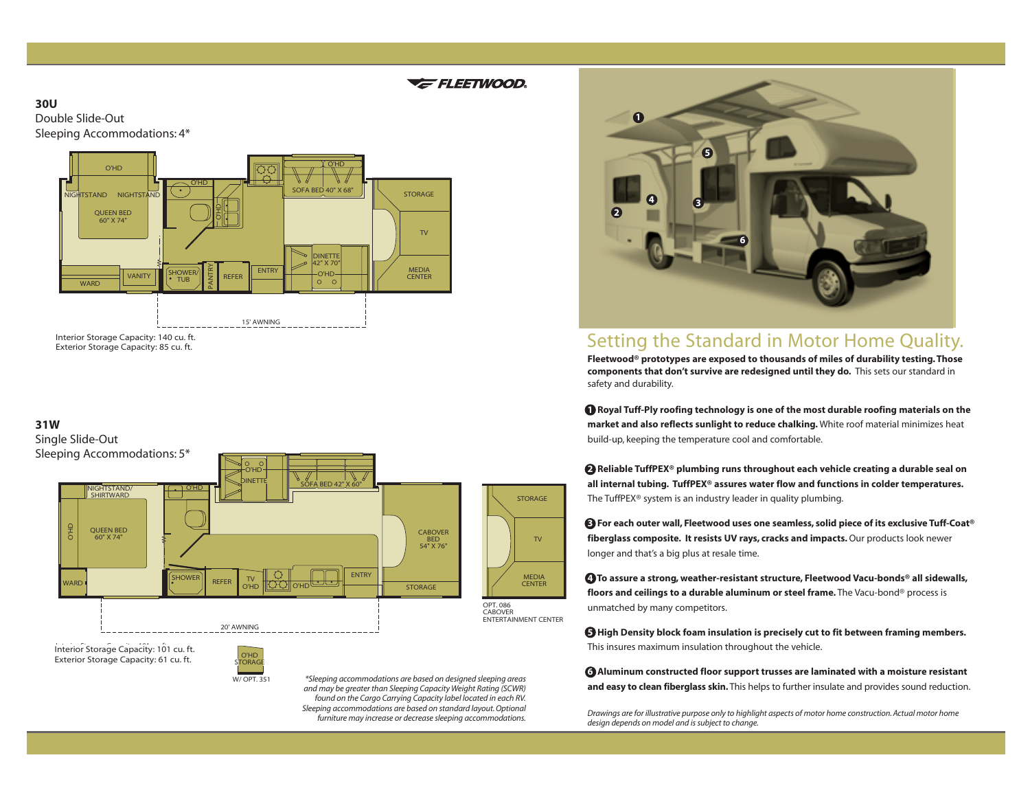**30U**
Double Slide-Out
Sleeping Accommodations: 4*

Interior Storage Capacity: 140 cu. ft.
Exterior Storage Capacity: 85 cu. ft.

**31W**
Single Slide-Out
Sleeping Accommodations: 5*

OPT. 086 CABOVER ENTERTAINMENT CENTER

Interior Storage Capacity: 101 cu. ft.
Exterior Storage Capacity: 61 cu. ft.

O'HD STORAGE W/ OPT. 351

*\*Sleeping accommodations are based on designed sleeping areas and may be greater than Sleeping Capacity Weight Rating (SCWR) found on the Cargo Carrying Capacity label located in each RV. Sleeping accommodations are based on standard layout. Optional furniture may increase or decrease sleeping accommodations.*

# Setting the Standard in Motor Home Quality.

**Fleetwood® prototypes are exposed to thousands of miles of durability testing. Those components that don't survive are redesigned until they do.** This sets our standard in safety and durability.

❶ **Royal Tuff-Ply roofing technology is one of the most durable roofing materials on the market and also reflects sunlight to reduce chalking.** White roof material minimizes heat build-up, keeping the temperature cool and comfortable.

❷ **Reliable TuffPEX® plumbing runs throughout each vehicle creating a durable seal on all internal tubing. TuffPEX® assures water flow and functions in colder temperatures.** The TuffPEX® system is an industry leader in quality plumbing.

❸ **For each outer wall, Fleetwood uses one seamless, solid piece of its exclusive Tuff-Coat® fiberglass composite. It resists UV rays, cracks and impacts.** Our products look newer longer and that's a big plus at resale time.

❹ **To assure a strong, weather-resistant structure, Fleetwood Vacu-bonds® all sidewalls, floors and ceilings to a durable aluminum or steel frame.** The Vacu-bond® process is unmatched by many competitors.

❺ **High Density block foam insulation is precisely cut to fit between framing members.** This insures maximum insulation throughout the vehicle.

❻ **Aluminum constructed floor support trusses are laminated with a moisture resistant and easy to clean fiberglass skin.** This helps to further insulate and provides sound reduction.

*Drawings are for illustrative purpose only to highlight aspects of motor home construction. Actual motor home design depends on model and is subject to change.*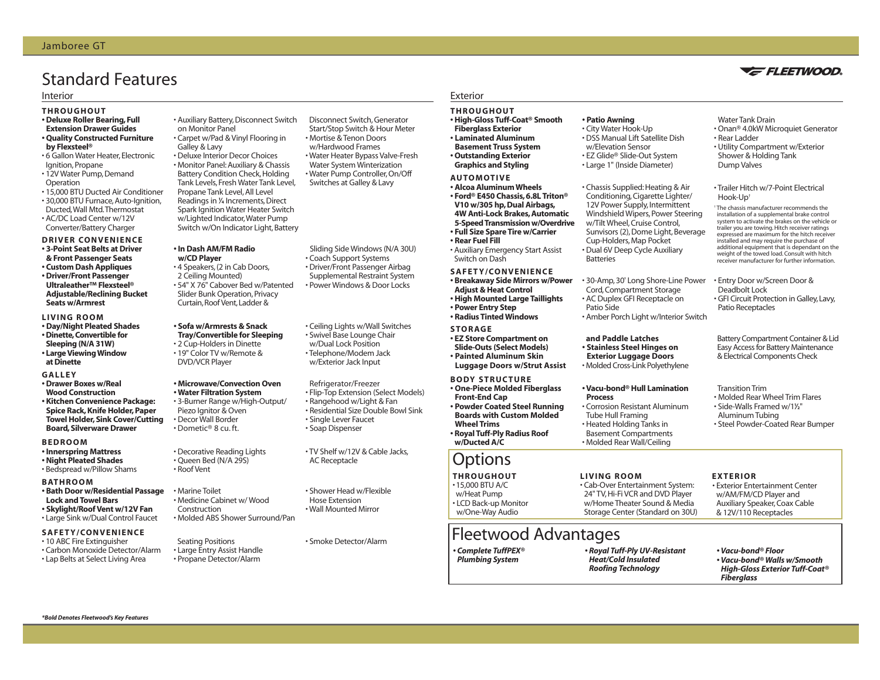# Standard Features

## Interior

### THROUGHOUT

- **Deluxe Roller Bearing, Full Extension Drawer Guides**
- **Quality Constructed Furniture by Flexsteel®**
- 6 Gallon Water Heater, Electronic Ignition, Propane
- 12V Water Pump, Demand Operation
- 15,000 BTU Ducted Air Conditioner
- 30,000 BTU Furnace, Auto-Ignition, Ducted, Wall Mtd. Thermostat
- AC/DC Load Center w/12V Converter/Battery Charger
- Auxiliary Battery, Disconnect Switch on Monitor Panel
- Carpet w/Pad & Vinyl Flooring in Galley & Lavy
- Deluxe Interior Decor Choices
- Monitor Panel: Auxiliary & Chassis Battery Condition Check, Holding Tank Levels, Fresh Water Tank Level, Propane Tank Level, All Level Readings in ¼ Increments, Direct Spark Ignition Water Heater Switch w/Lighted Indicator, Water Pump Switch w/On Indicator Light, Battery Disconnect Switch, Generator Start/Stop Switch & Hour Meter
- Mortise & Tenon Doors w/Hardwood Frames
- Water Heater Bypass Valve-Fresh Water System Winterization
- Water Pump Controller, On/Off Switches at Galley & Lavy

### DRIVER CONVENIENCE

- **3-Point Seat Belts at Driver & Front Passenger Seats**
- **Custom Dash Appliques**
- **Driver/Front Passenger Ultraleather™ Flexsteel® Adjustable/Reclining Bucket Seats w/Armrest**
- **In Dash AM/FM Radio w/CD Player**
- 4 Speakers, (2 in Cab Doors, 2 Ceiling Mounted)
- 54" X 76" Cabover Bed w/Patented Slider Bunk Operation, Privacy Curtain, Roof Vent, Ladder & Sliding Side Windows (N/A 30U)
- Coach Support Systems
- Driver/Front Passenger Airbag Supplemental Restraint System
- Power Windows & Door Locks

### LIVING ROOM

- **Day/Night Pleated Shades**
- **Dinette, Convertible for Sleeping (N/A 31W)**
- **Large Viewing Window at Dinette**
- **Sofa w/Armrests & Snack Tray/Convertible for Sleeping**
- 2 Cup-Holders in Dinette
- 19" Color TV w/Remote & DVD/VCR Player
- Ceiling Lights w/Wall Switches
- Swivel Base Lounge Chair w/Dual Lock Position
- Telephone/Modem Jack w/Exterior Jack Input

### GALLEY

- **Drawer Boxes w/Real Wood Construction**
- **Kitchen Convenience Package: Spice Rack, Knife Holder, Paper Towel Holder, Sink Cover/Cutting Board, Silverware Drawer**
- **Microwave/Convection Oven**
- **Water Filtration System**
- 3-Burner Range w/High-Output/ Piezo Ignitor & Oven
- Decor Wall Border
- Dometic® 8 cu. ft. Refrigerator/Freezer
- Flip-Top Extension (Select Models)
- Rangehood w/Light & Fan
- Residential Size Double Bowl Sink
- Single Lever Faucet
- Soap Dispenser

### BEDROOM

- **Innerspring Mattress**
- **Night Pleated Shades**
- Bedspread w/Pillow Shams
- Decorative Reading Lights
- Queen Bed (N/A 29S)
- Roof Vent
- TV Shelf w/12V & Cable Jacks, AC Receptacle

### BATHROOM

- **Bath Door w/Residential Passage Lock and Towel Bars**
- **Skylight/Roof Vent w/12V Fan**
- Large Sink w/Dual Control Faucet
- Marine Toilet
- Medicine Cabinet w/ Wood Construction
- Molded ABS Shower Surround/Pan
- Shower Head w/Flexible Hose Extension
- Wall Mounted Mirror

### SAFETY/CONVENIENCE

- 10 ABC Fire Extinguisher
- Carbon Monoxide Detector/Alarm
- Lap Belts at Select Living Area Seating Positions
- Large Entry Assist Handle
- Propane Detector/Alarm
- Smoke Detector/Alarm

## Exterior

### THROUGHOUT

- **High-Gloss Tuff-Coat® Smooth Fiberglass Exterior**
- **Laminated Aluminum Basement Truss System**
- **Outstanding Exterior Graphics and Styling**
- **Patio Awning**
- City Water Hook-Up
- DSS Manual Lift Satellite Dish w/Elevation Sensor
- EZ Glide® Slide-Out System
- Large 1" (Inside Diameter) Water Tank Drain
- Onan® 4.0kW Microquiet Generator
- Rear Ladder
- Utility Compartment w/Exterior Shower & Holding Tank Dump Valves

### AUTOMOTIVE

- **Alcoa Aluminum Wheels**
- **Ford® E450 Chassis, 6.8L Triton® V10 w/305 hp, Dual Airbags, 4W Anti-Lock Brakes, Automatic 5-Speed Transmission w/Overdrive**
- **Full Size Spare Tire w/Carrier**
- **Rear Fuel Fill**
- Auxiliary Emergency Start Assist Switch on Dash
- Chassis Supplied: Heating & Air Conditioning, Cigarette Lighter/ 12V Power Supply, Intermittent Windshield Wipers, Power Steering w/Tilt Wheel, Cruise Control, Sunvisors (2), Dome Light, Beverage Cup-Holders, Map Pocket
- Dual 6V Deep Cycle Auxiliary Batteries
- Trailer Hitch w/7-Point Electrical Hook-Up†

† The chassis manufacturer recommends the installation of a supplemental brake control system to activate the brakes on the vehicle or trailer you are towing. Hitch receiver ratings expressed are maximum for the hitch receiver installed and may require the purchase of additional equipment that is dependant on the weight of the towed load. Consult with hitch receiver manufacturer for further information.

### SAFETY/CONVENIENCE

- **Breakaway Side Mirrors w/Power Adjust & Heat Control**
- **High Mounted Large Taillights**
- **Power Entry Step**
- **Radius Tinted Windows**
- 30-Amp, 30' Long Shore-Line Power Cord, Compartment Storage
- AC Duplex GFI Receptacle on Patio Side
- Amber Porch Light w/Interior Switch
- Entry Door w/Screen Door & Deadbolt Lock
- GFI Circuit Protection in Galley, Lavy, Patio Receptacles

### STORAGE

- **EZ Store Compartment on Slide-Outs (Select Models)**
- **Painted Aluminum Skin Luggage Doors w/Strut Assist and Paddle Latches**
- **Stainless Steel Hinges on Exterior Luggage Doors**
- Molded Cross-Link Polyethylene Battery Compartment Container & Lid Easy Access for Battery Maintenance & Electrical Components Check

### BODY STRUCTURE

- **One-Piece Molded Fiberglass Front-End Cap**
- **Powder Coated Steel Running Boards with Custom Molded Wheel Trims**
- **Royal Tuff-Ply Radius Roof w/Ducted A/C**
- **Vacu-bond® Hull Lamination Process**
- Corrosion Resistant Aluminum Tube Hull Framing
- Heated Holding Tanks in Basement Compartments
- Molded Rear Wall/Ceiling Transition Trim
- Molded Rear Wheel Trim Flares
- Side-Walls Framed w/1½" Aluminum Tubing
- Steel Powder-Coated Rear Bumper

# Options

### THROUGHOUT

- 15,000 BTU A/C w/Heat Pump
- LCD Back-up Monitor w/One-Way Audio

### LIVING ROOM

- Cab-Over Entertainment System: 24" TV, Hi-Fi VCR and DVD Player w/Home Theater Sound & Media Storage Center (Standard on 30U)

### EXTERIOR

- Exterior Entertainment Center w/AM/FM/CD Player and Auxiliary Speaker, Coax Cable & 12V/110 Receptacles

# Fleetwood Advantages

- ***Complete TuffPEX® Plumbing System***
- ***Royal Tuff-Ply UV-Resistant Heat/Cold Insulated Roofing Technology***
- ***Vacu-bond® Floor***
- ***Vacu-bond® Walls w/Smooth High-Gloss Exterior Tuff-Coat® Fiberglass***

***Bold Denotes Fleetwood's Key Features**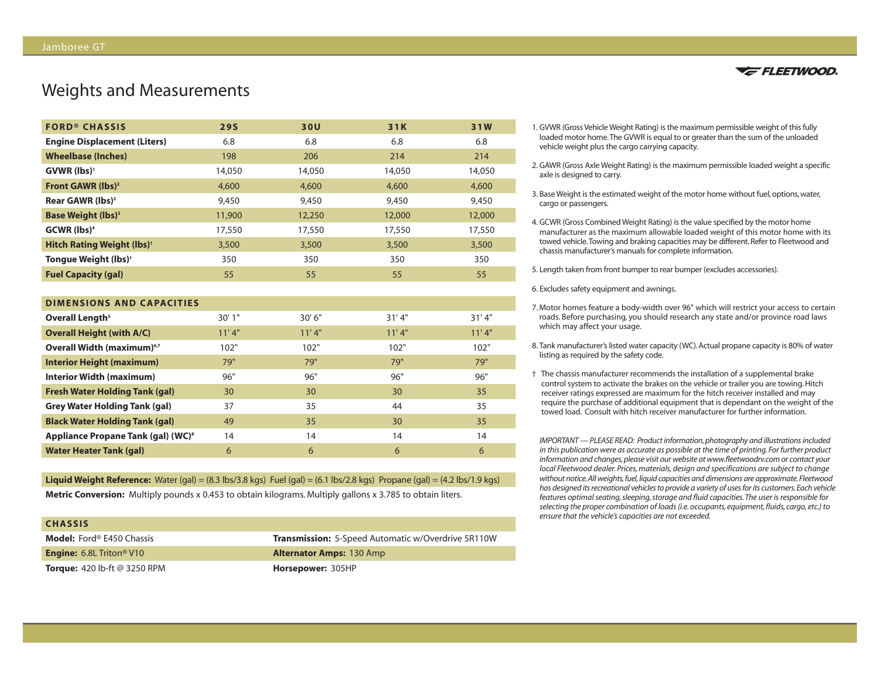# Weights and Measurements

| FORD® CHASSIS | 29S | 30U | 31K | 31W |
| --- | --- | --- | --- | --- |
| **Engine Displacement (Liters)** | 6.8 | 6.8 | 6.8 | 6.8 |
| **Wheelbase (Inches)** | 198 | 206 | 214 | 214 |
| **GVWR (lbs)**[1] | 14,050 | 14,050 | 14,050 | 14,050 |
| **Front GAWR (lbs)**[2] | 4,600 | 4,600 | 4,600 | 4,600 |
| **Rear GAWR (lbs)**[2] | 9,450 | 9,450 | 9,450 | 9,450 |
| **Base Weight (lbs)**[3] | 11,900 | 12,250 | 12,000 | 12,000 |
| **GCWR (lbs)**[4] | 17,550 | 17,550 | 17,550 | 17,550 |
| **Hitch Rating Weight (lbs)**[†] | 3,500 | 3,500 | 3,500 | 3,500 |
| **Tongue Weight (lbs)**[†] | 350 | 350 | 350 | 350 |
| **Fuel Capacity (gal)** | 55 | 55 | 55 | 55 |

| DIMENSIONS AND CAPACITIES | 29S | 30U | 31K | 31W |
| --- | --- | --- | --- | --- |
| **Overall Length**[5] | 30' 1" | 30' 6" | 31' 4" | 31' 4" |
| **Overall Height (with A/C)** | 11' 4" | 11' 4" | 11' 4" | 11' 4" |
| **Overall Width (maximum)**[6,7] | 102" | 102" | 102" | 102" |
| **Interior Height (maximum)** | 79" | 79" | 79" | 79" |
| **Interior Width (maximum)** | 96" | 96" | 96" | 96" |
| **Fresh Water Holding Tank (gal)** | 30 | 30 | 30 | 35 |
| **Grey Water Holding Tank (gal)** | 37 | 35 | 44 | 35 |
| **Black Water Holding Tank (gal)** | 49 | 35 | 30 | 35 |
| **Appliance Propane Tank (gal) (WC)**[8] | 14 | 14 | 14 | 14 |
| **Water Heater Tank (gal)** | 6 | 6 | 6 | 6 |

**Liquid Weight Reference:** Water (gal) = (8.3 lbs/3.8 kgs) Fuel (gal) = (6.1 lbs/2.8 kgs) Propane (gal) = (4.2 lbs/1.9 kgs)

**Metric Conversion:** Multiply pounds x 0.453 to obtain kilograms. Multiply gallons x 3.785 to obtain liters.

| CHASSIS | |
| --- | --- |
| **Model:** Ford® E450 Chassis | **Transmission:** 5-Speed Automatic w/Overdrive 5R110W |
| **Engine:** 6.8L Triton® V10 | **Alternator Amps:** 130 Amp |
| **Torque:** 420 lb-ft @ 3250 RPM | **Horsepower:** 305HP |

1. GVWR (Gross Vehicle Weight Rating) is the maximum permissible weight of this fully loaded motor home. The GVWR is equal to or greater than the sum of the unloaded vehicle weight plus the cargo carrying capacity.

2. GAWR (Gross Axle Weight Rating) is the maximum permissible loaded weight a specific axle is designed to carry.

3. Base Weight is the estimated weight of the motor home without fuel, options, water, cargo or passengers.

4. GCWR (Gross Combined Weight Rating) is the value specified by the motor home manufacturer as the maximum allowable loaded weight of this motor home with its towed vehicle. Towing and braking capacities may be different. Refer to Fleetwood and chassis manufacturer's manuals for complete information.

5. Length taken from front bumper to rear bumper (excludes accessories).

6. Excludes safety equipment and awnings.

7. Motor homes feature a body-width over 96" which will restrict your access to certain roads. Before purchasing, you should research any state and/or province road laws which may affect your usage.

8. Tank manufacturer's listed water capacity (WC). Actual propane capacity is 80% of water listing as required by the safety code.

† The chassis manufacturer recommends the installation of a supplemental brake control system to activate the brakes on the vehicle or trailer you are towing. Hitch receiver ratings expressed are maximum for the hitch receiver installed and may require the purchase of additional equipment that is dependant on the weight of the towed load. Consult with hitch receiver manufacturer for further information.

*IMPORTANT — PLEASE READ: Product information, photography and illustrations included in this publication were as accurate as possible at the time of printing. For further product information and changes, please visit our website at www.fleetwoodrv.com or contact your local Fleetwood dealer. Prices, materials, design and specifications are subject to change without notice. All weights, fuel, liquid capacities and dimensions are approximate. Fleetwood has designed its recreational vehicles to provide a variety of uses for its customers. Each vehicle features optimal seating, sleeping, storage and fluid capacities. The user is responsible for selecting the proper combination of loads (i.e. occupants, equipment, fluids, cargo, etc.) to ensure that the vehicle's capacities are not exceeded.*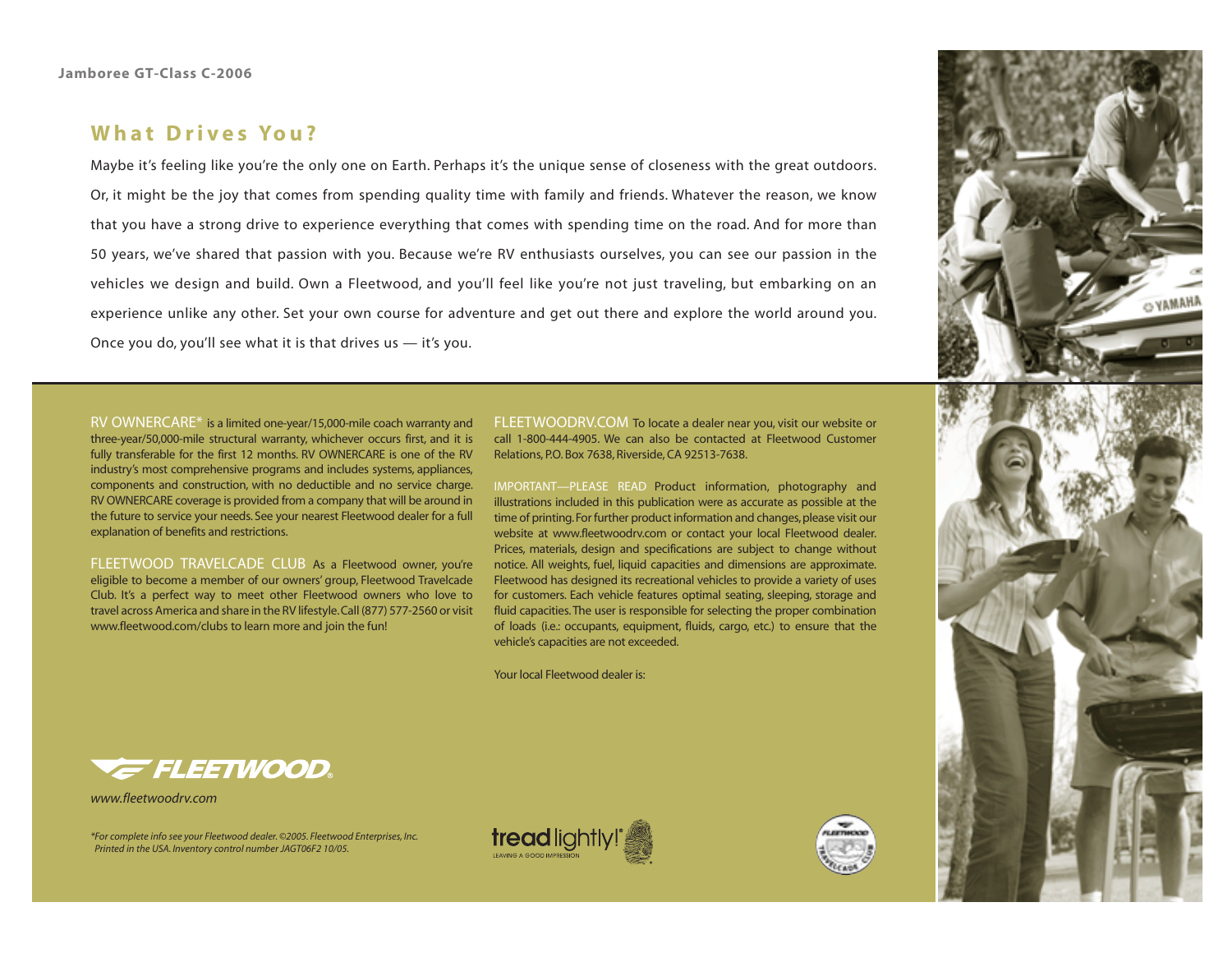Jamboree GT-Class C-2006

## What Drives You?

Maybe it's feeling like you're the only one on Earth. Perhaps it's the unique sense of closeness with the great outdoors. Or, it might be the joy that comes from spending quality time with family and friends. Whatever the reason, we know that you have a strong drive to experience everything that comes with spending time on the road. And for more than 50 years, we've shared that passion with you. Because we're RV enthusiasts ourselves, you can see our passion in the vehicles we design and build. Own a Fleetwood, and you'll feel like you're not just traveling, but embarking on an experience unlike any other. Set your own course for adventure and get out there and explore the world around you. Once you do, you'll see what it is that drives us — it's you.

RV OWNERCARE* is a limited one-year/15,000-mile coach warranty and three-year/50,000-mile structural warranty, whichever occurs first, and it is fully transferable for the first 12 months. RV OWNERCARE is one of the RV industry's most comprehensive programs and includes systems, appliances, components and construction, with no deductible and no service charge. RV OWNERCARE coverage is provided from a company that will be around in the future to service your needs. See your nearest Fleetwood dealer for a full explanation of benefits and restrictions.

FLEETWOOD TRAVELCADE CLUB As a Fleetwood owner, you're eligible to become a member of our owners' group, Fleetwood Travelcade Club. It's a perfect way to meet other Fleetwood owners who love to travel across America and share in the RV lifestyle. Call (877) 577-2560 or visit www.fleetwood.com/clubs to learn more and join the fun!

FLEETWOODRV.COM To locate a dealer near you, visit our website or call 1-800-444-4905. We can also be contacted at Fleetwood Customer Relations, P.O. Box 7638, Riverside, CA 92513-7638.

IMPORTANT—PLEASE READ Product information, photography and illustrations included in this publication were as accurate as possible at the time of printing. For further product information and changes, please visit our website at www.fleetwoodrv.com or contact your local Fleetwood dealer. Prices, materials, design and specifications are subject to change without notice. All weights, fuel, liquid capacities and dimensions are approximate. Fleetwood has designed its recreational vehicles to provide a variety of uses for customers. Each vehicle features optimal seating, sleeping, storage and fluid capacities. The user is responsible for selecting the proper combination of loads (i.e.: occupants, equipment, fluids, cargo, etc.) to ensure that the vehicle's capacities are not exceeded.

Your local Fleetwood dealer is:

FLEETWOOD

*www.fleetwoodrv.com*

*\*For complete info see your Fleetwood dealer. ©2005. Fleetwood Enterprises, Inc. Printed in the USA. Inventory control number JAGT06F2 10/05.*

tread lightly! LEAVING A GOOD IMPRESSION